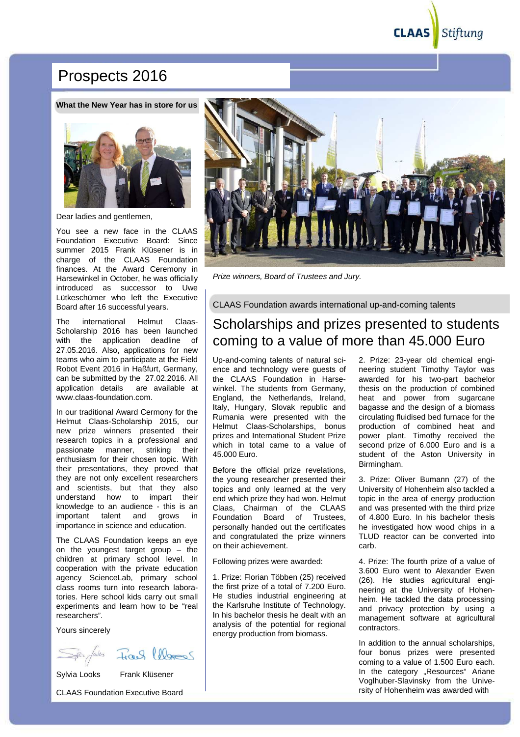# Prospects 2016

**What the New Year has in store for us**

Dear ladies and gentlemen,

You see a new face in the CLAAS Foundation Executive Board: Since summer 2015 Frank Klüsener is in charge of the CLAAS Foundation finances. At the Award Ceremony in Harsewinkel in October, he was officially introduced as successor to Uwe Lütkeschümer who left the Executive Board after 16 successful years.

The international Helmut Claas-Scholarship 2016 has been launched with the application deadline of 27.05.2016. Also, applications for new teams who aim to participate at the Field Robot Event 2016 in Haßfurt, Germany, can be submitted by the 27.02.2016. All application details are available at www.claas-foundation.com.

In our traditional Award Cermony for the Helmut Claas-Scholarship 2015, our new prize winners presented their research topics in a professional and passionate manner, striking their enthusiasm for their chosen topic. With their presentations, they proved that they are not only excellent researchers and scientists, but that they also understand how to impart their knowledge to an audience - this is an important talent and grows in importance in science and education.

The CLAAS Foundation keeps an eye on the youngest target group – the children at primary school level. In cooperation with the private education agency ScienceLab, primary school class rooms turn into research laboratories. Here school kids carry out small experiments and learn how to be "real researchers".

Yours sincerely

Sylvia Looks Frank Klüsener

CLAAS Foundation Executive Board

*Prize winners, Board of Trustees and Jury.*

CLAAS Foundation awards international up-and-coming talents

## Scholarships and prizes presented to students coming to a value of more than 45.000 Euro

Up-and-coming talents of natural science and technology were guests of the CLAAS Foundation in Harsewinkel. The students from Germany, England, the Netherlands, Ireland, Italy, Hungary, Slovak republic and Rumania were presented with the Helmut Claas-Scholarships, bonus prizes and International Student Prize which in total came to a value of 45.000 Euro.

Before the official prize revelations, the young researcher presented their topics and only learned at the very end which prize they had won. Helmut Claas, Chairman of the CLAAS Foundation Board of Trustees, personally handed out the certificates and congratulated the prize winners on their achievement.

Following prizes were awarded:

1. Prize: Florian Többen (25) received the first prize of a total of 7.200 Euro. He studies industrial engineering at the Karlsruhe Institute of Technology. In his bachelor thesis he dealt with an analysis of the potential for regional energy production from biomass.

2. Prize: 23-year old chemical engineering student Timothy Taylor was awarded for his two-part bachelor thesis on the production of combined heat and power from sugarcane bagasse and the design of a biomass circulating fluidised bed furnace for the production of combined heat and power plant. Timothy received the second prize of 6.000 Euro and is a student of the Aston University in Birmingham.

3. Prize: Oliver Bumann (27) of the University of Hohenheim also tackled a topic in the area of energy production and was presented with the third prize of 4.800 Euro. In his bachelor thesis he investigated how wood chips in a TLUD reactor can be converted into carb.

4. Prize: The fourth prize of a value of 3.600 Euro went to Alexander Ewen (26). He studies agricultural engineering at the University of Hohenheim. He tackled the data processing and privacy protection by using a management software at agricultural contractors.

In addition to the annual scholarships, four bonus prizes were presented coming to a value of 1.500 Euro each. In the category „Resources" Ariane Voglhuber-Slavinsky from the University of Hohenheim was awarded with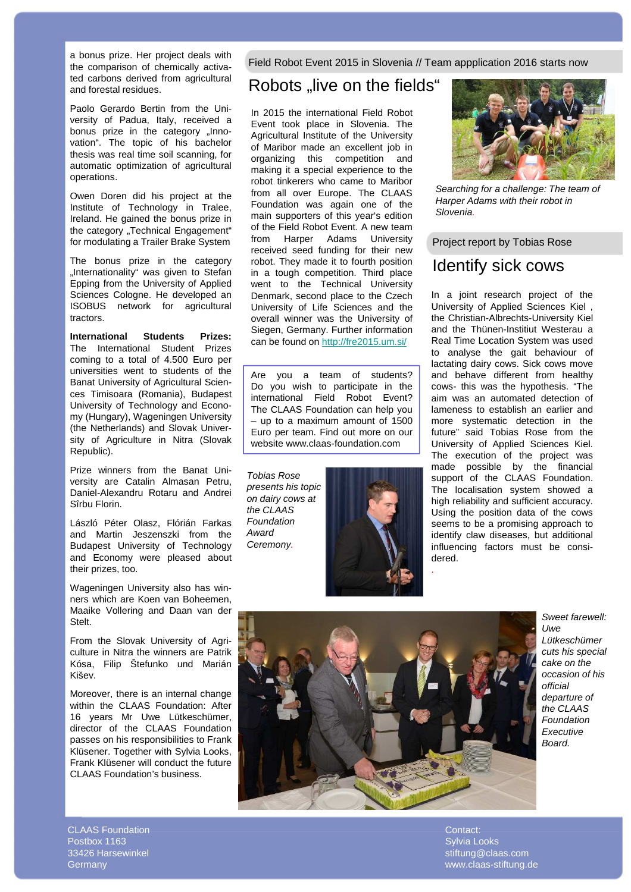a bonus prize. Her project deals with the comparison of chemically activated carbons derived from agricultural and forestal residues.

Paolo Gerardo Bertin from the University of Padua, Italy, received a bonus prize in the category „Innovation". The topic of his bachelor thesis was real time soil scanning, for automatic optimization of agricultural operations.

Owen Doren did his project at the Institute of Technology in Tralee, Ireland. He gained the bonus prize in the category „Technical Engagement" for modulating a Trailer Brake System

The bonus prize in the category „Internationality" was given to Stefan Epping from the University of Applied Sciences Cologne. He developed an ISOBUS network for agricultural tractors.

**International Students Prizes:** The International Student Prizes coming to a total of 4.500 Euro per universities went to students of the Banat University of Agricultural Sciences Timisoara (Romania), Budapest University of Technology and Economy (Hungary), Wageningen University (the Netherlands) and Slovak University of Agriculture in Nitra (Slovak Republic).

Prize winners from the Banat University are Catalin Almasan Petru, Daniel-Alexandru Rotaru and Andrei Sîrbu Florin.

László Péter Olasz, Flórián Farkas and Martin Jeszenszki from the Budapest University of Technology and Economy were pleased about their prizes, too.

Wageningen University also has winners which are Koen van Boheemen, Maaike Vollering and Daan van der Stelt.

From the Slovak University of Agriculture in Nitra the winners are Patrik Kósa, Filip Štefunko und Marián Kišev.

Moreover, there is an internal change within the CLAAS Foundation: After 16 years Mr Uwe Lütkeschümer, director of the CLAAS Foundation passes on his responsibilities to Frank Klüsener. Together with Sylvia Looks, Frank Klüsener will conduct the future CLAAS Foundation's business.

Field Robot Event 2015 in Slovenia // Team appplication 2016 starts now

# Robots „live on the fields"

In 2015 the international Field Robot Event took place in Slovenia. The Agricultural Institute of the University of Maribor made an excellent job in organizing this competition and making it a special experience to the robot tinkerers who came to Maribor from all over Europe. The CLAAS Foundation was again one of the main supporters of this year's edition of the Field Robot Event. A new team from Harper Adams University received seed funding for their new robot. They made it to fourth position in a tough competition. Third place went to the Technical University Denmark, second place to the Czech University of Life Sciences and the overall winner was the University of Siegen, Germany. Further information can be found on http://fre2015.um.si/

*Searching for a challenge: The team of Harper Adams with their robot in Slovenia.*

Are you a team of students? Do you wish to participate in the international Field Robot Event? The CLAAS Foundation can help you – up to a maximum amount of 1500 Euro per team. Find out more on our website www.claas-foundation.com

*Tobias Rose presents his topic on dairy cows at the CLAAS Foundation Award Ceremony.*

Project report by Tobias Rose

# Identify sick cows

In a joint research project of the University of Applied Sciences Kiel , the Christian-Albrechts-University Kiel and the Thünen-Institiut Westerau a Real Time Location System was used to analyse the gait behaviour of lactating dairy cows. Sick cows move and behave different from healthy cows- this was the hypothesis. "The aim was an automated detection of lameness to establish an earlier and more systematic detection in the future" said Tobias Rose from the University of Applied Sciences Kiel. The execution of the project was made possible by the financial support of the CLAAS Foundation. The localisation system showed a high reliability and sufficient accuracy. Using the position data of the cows seems to be a promising approach to identify claw diseases, but additional influencing factors must be considered.

*Sweet farewell: Uwe Lütkeschümer cuts his special cake on the occasion of his official departure of the CLAAS Foundation Executive Board.*

CLAAS Foundation
Postbox 1163
33426 Harsewinkel
Germany

Contact:
Sylvia Looks
stiftung@claas.com
www.claas-stiftung.de